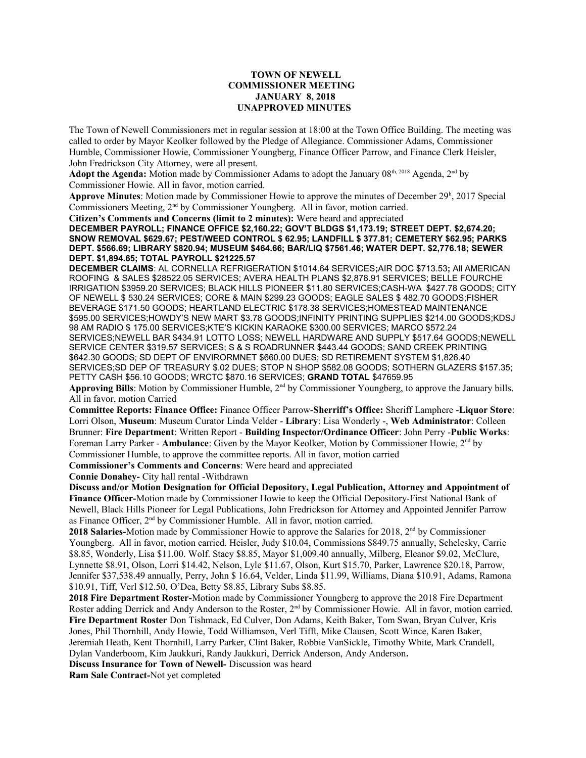**TOWN OF NEWELL**
**COMMISSIONER MEETING**
**JANUARY 8, 2018**
**UNAPPROVED MINUTES**

The Town of Newell Commissioners met in regular session at 18:00 at the Town Office Building. The meeting was called to order by Mayor Keolker followed by the Pledge of Allegiance. Commissioner Adams, Commissioner Humble, Commissioner Howie, Commissioner Youngberg, Finance Officer Parrow, and Finance Clerk Heisler, John Fredrickson City Attorney, were all present.

**Adopt the Agenda:** Motion made by Commissioner Adams to adopt the January 08th, 2018 Agenda, 2nd by Commissioner Howie. All in favor, motion carried.

**Approve Minutes**: Motion made by Commissioner Howie to approve the minutes of December 29h, 2017 Special Commissioners Meeting, 2nd by Commissioner Youngberg. All in favor, motion carried.

**Citizen's Comments and Concerns (limit to 2 minutes):** Were heard and appreciated

**DECEMBER PAYROLL; FINANCE OFFICE $2,160.22; GOV'T BLDGS $1,173.19; STREET DEPT. $2,674.20; SNOW REMOVAL $629.67; PEST/WEED CONTROL $ 62.95; LANDFILL $ 377.81; CEMETERY $62.95; PARKS DEPT. $566.69; LIBRARY $820.94; MUSEUM $464.66; BAR/LIQ $7561.46; WATER DEPT. $2,776.18; SEWER DEPT. $1,894.65; TOTAL PAYROLL $21225.57**

**DECEMBER CLAIMS**: AL CORNELLA REFRIGERATION $1014.64 SERVICES**;** AIR DOC $713.53**;** All AMERICAN ROOFING & SALES $28522.05 SERVICES; AVERA HEALTH PLANS $2,878.91 SERVICES; BELLE FOURCHE IRRIGATION $3959.20 SERVICES; BLACK HILLS PIONEER $11.80 SERVICES;CASH-WA $427.78 GOODS; CITY OF NEWELL $ 530.24 SERVICES; CORE & MAIN $299.23 GOODS; EAGLE SALES $ 482.70 GOODS;FISHER BEVERAGE $171.50 GOODS; HEARTLAND ELECTRIC $178.38 SERVICES;HOMESTEAD MAINTENANCE $595.00 SERVICES;HOWDY'S NEW MART $3.78 GOODS;INFINITY PRINTING SUPPLIES $214.00 GOODS;KDSJ 98 AM RADIO $ 175.00 SERVICES;KTE'S KICKIN KARAOKE $300.00 SERVICES; MARCO $572.24 SERVICES;NEWELL BAR $434.91 LOTTO LOSS; NEWELL HARDWARE AND SUPPLY $517.64 GOODS;NEWELL SERVICE CENTER $319.57 SERVICES; S & S ROADRUNNER $443.44 GOODS; SAND CREEK PRINTING $642.30 GOODS; SD DEPT OF ENVIRORMNET $660.00 DUES; SD RETIREMENT SYSTEM $1,826.40 SERVICES;SD DEP OF TREASURY $.02 DUES; STOP N SHOP $582.08 GOODS; SOTHERN GLAZERS $157.35; PETTY CASH $56.10 GOODS; WRCTC $870.16 SERVICES; **GRAND TOTAL** $47659.95

**Approving Bills**: Motion by Commissioner Humble, 2nd by Commissioner Youngberg, to approve the January bills. All in favor, motion Carried

**Committee Reports: Finance Office:** Finance Officer Parrow-**Sherriff's Office:** Sheriff Lamphere -**Liquor Store**: Lorri Olson, **Museum**: Museum Curator Linda Velder - **Library**: Lisa Wonderly -, **Web Administrator**: Colleen Brunner: **Fire Department**: Written Report - **Building Inspector/Ordinance Officer**: John Perry -**Public Works**: Foreman Larry Parker - **Ambulance**: Given by the Mayor Keolker, Motion by Commissioner Howie, 2nd by Commissioner Humble, to approve the committee reports. All in favor, motion carried

**Commissioner's Comments and Concerns**: Were heard and appreciated

**Connie Donahey-** City hall rental -Withdrawn

**Discuss and/or Motion Designation for Official Depository, Legal Publication, Attorney and Appointment of Finance Officer-**Motion made by Commissioner Howie to keep the Official Depository-First National Bank of Newell, Black Hills Pioneer for Legal Publications, John Fredrickson for Attorney and Appointed Jennifer Parrow as Finance Officer, 2nd by Commissioner Humble. All in favor, motion carried.

**2018 Salaries-**Motion made by Commissioner Howie to approve the Salaries for 2018, 2nd by Commissioner Youngberg. All in favor, motion carried. Heisler, Judy $10.04, Commissions $849.75 annually, Schelesky, Carrie $8.85, Wonderly, Lisa $11.00. Wolf. Stacy $8.85, Mayor $1,009.40 annually, Milberg, Eleanor $9.02, McClure, Lynnette $8.91, Olson, Lorri $14.42, Nelson, Lyle $11.67, Olson, Kurt $15.70, Parker, Lawrence $20.18, Parrow, Jennifer $37,538.49 annually, Perry, John $ 16.64, Velder, Linda $11.99, Williams, Diana $10.91, Adams, Ramona $10.91, Tiff, Verl $12.50, O'Dea, Betty $8.85, Library Subs $8.85.

**2018 Fire Department Roster-**Motion made by Commissioner Youngberg to approve the 2018 Fire Department Roster adding Derrick and Andy Anderson to the Roster, 2nd by Commissioner Howie. All in favor, motion carried.

**Fire Department Roster** Don Tishmack, Ed Culver, Don Adams, Keith Baker, Tom Swan, Bryan Culver, Kris Jones, Phil Thornhill, Andy Howie, Todd Williamson, Verl Tifft, Mike Clausen, Scott Wince, Karen Baker, Jeremiah Heath, Kent Thornhill, Larry Parker, Clint Baker, Robbie VanSickle, Timothy White, Mark Crandell, Dylan Vanderboom, Kim Jaukkuri, Randy Jaukkuri, Derrick Anderson, Andy Anderson**.**

**Discuss Insurance for Town of Newell-** Discussion was heard

**Ram Sale Contract-**Not yet completed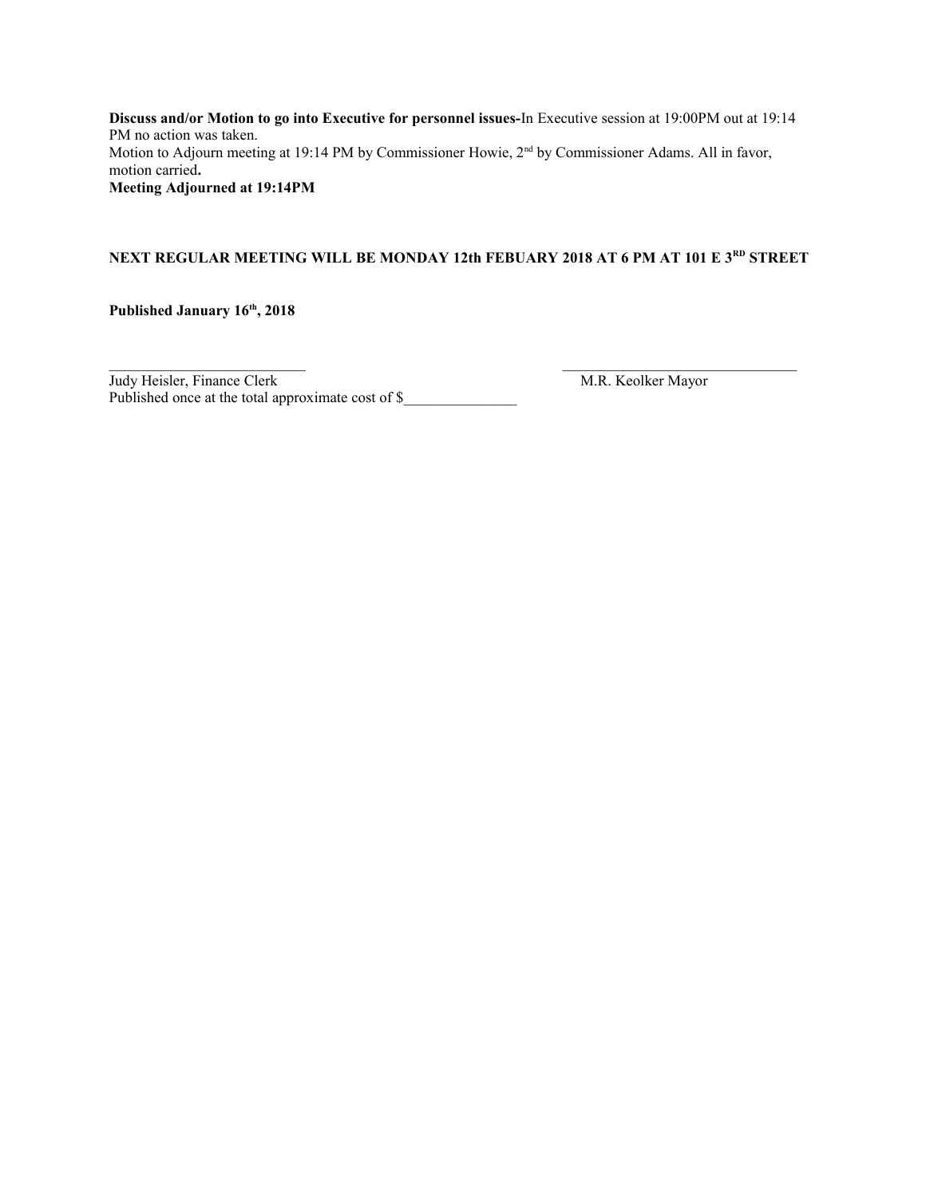**Discuss and/or Motion to go into Executive for personnel issues-**In Executive session at 19:00PM out at 19:14 PM no action was taken.

Motion to Adjourn meeting at 19:14 PM by Commissioner Howie, 2nd by Commissioner Adams. All in favor, motion carried**.**

**Meeting Adjourned at 19:14PM**

**NEXT REGULAR MEETING WILL BE MONDAY 12th FEBUARY 2018 AT 6 PM AT 101 E 3RD STREET**

**Published January 16th, 2018**

\_\_\_\_\_\_\_\_\_\_\_\_\_\_\_\_\_\_\_\_\_\_\_\_\_\_\_ \_\_\_\_\_\_\_\_\_\_\_\_\_\_\_\_\_\_\_\_\_\_\_\_\_\_\_\_\_\_\_\_

Judy Heisler, Finance Clerk M.R. Keolker Mayor

Published once at the total approximate cost of $\_\_\_\_\_\_\_\_\_\_\_\_\_\_\_